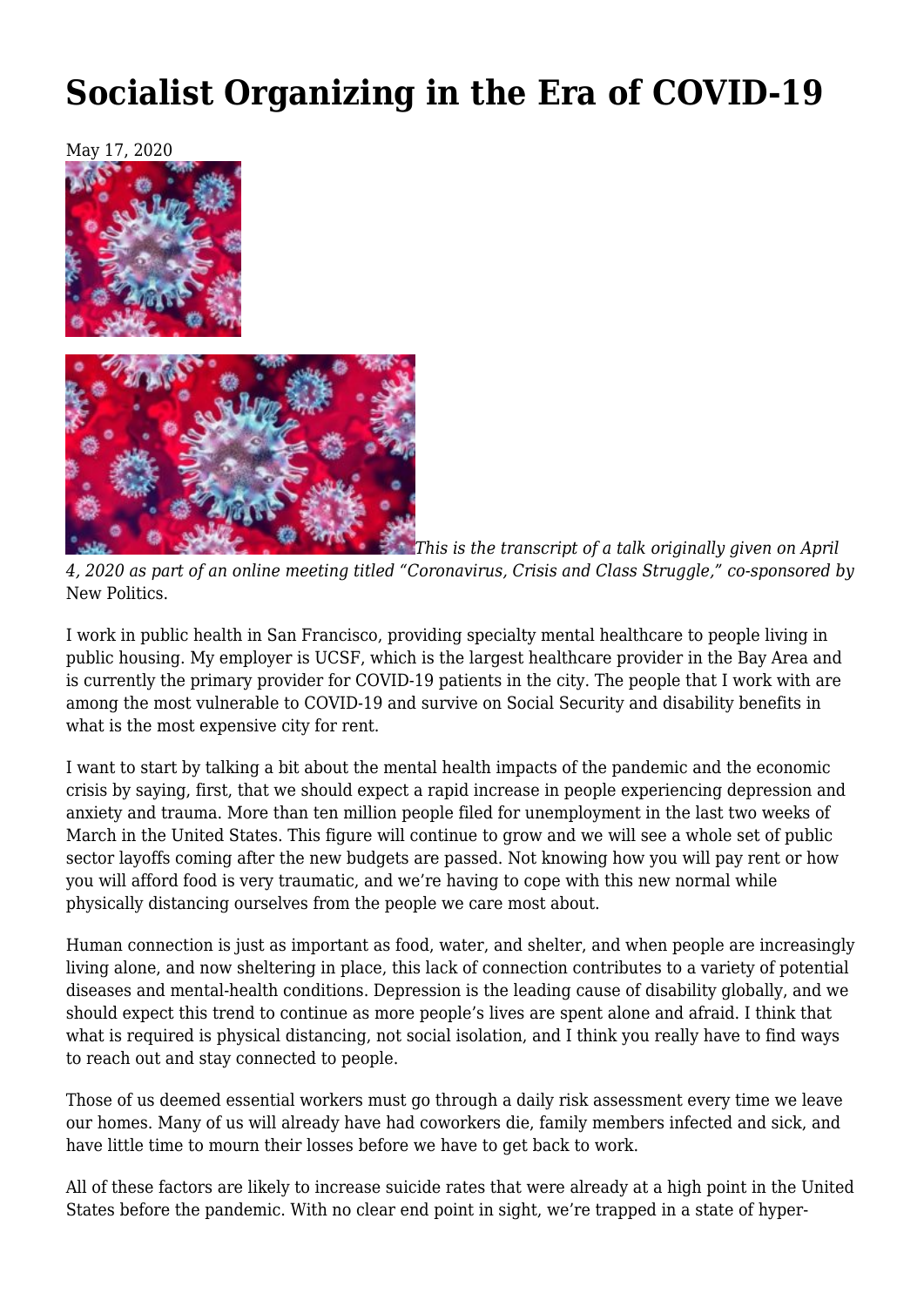# Socialist Organizing in the Era of COVID-19

May 17, 2020

*This is the transcript of a talk originally given on April 4, 2020 as part of an online meeting titled "Coronavirus, Crisis and Class Struggle," co-sponsored by* New Politics.

I work in public health in San Francisco, providing specialty mental healthcare to people living in public housing. My employer is UCSF, which is the largest healthcare provider in the Bay Area and is currently the primary provider for COVID-19 patients in the city. The people that I work with are among the most vulnerable to COVID-19 and survive on Social Security and disability benefits in what is the most expensive city for rent.

I want to start by talking a bit about the mental health impacts of the pandemic and the economic crisis by saying, first, that we should expect a rapid increase in people experiencing depression and anxiety and trauma. More than ten million people filed for unemployment in the last two weeks of March in the United States. This figure will continue to grow and we will see a whole set of public sector layoffs coming after the new budgets are passed. Not knowing how you will pay rent or how you will afford food is very traumatic, and we're having to cope with this new normal while physically distancing ourselves from the people we care most about.

Human connection is just as important as food, water, and shelter, and when people are increasingly living alone, and now sheltering in place, this lack of connection contributes to a variety of potential diseases and mental-health conditions. Depression is the leading cause of disability globally, and we should expect this trend to continue as more people's lives are spent alone and afraid. I think that what is required is physical distancing, not social isolation, and I think you really have to find ways to reach out and stay connected to people.

Those of us deemed essential workers must go through a daily risk assessment every time we leave our homes. Many of us will already have had coworkers die, family members infected and sick, and have little time to mourn their losses before we have to get back to work.

All of these factors are likely to increase suicide rates that were already at a high point in the United States before the pandemic. With no clear end point in sight, we're trapped in a state of hyper-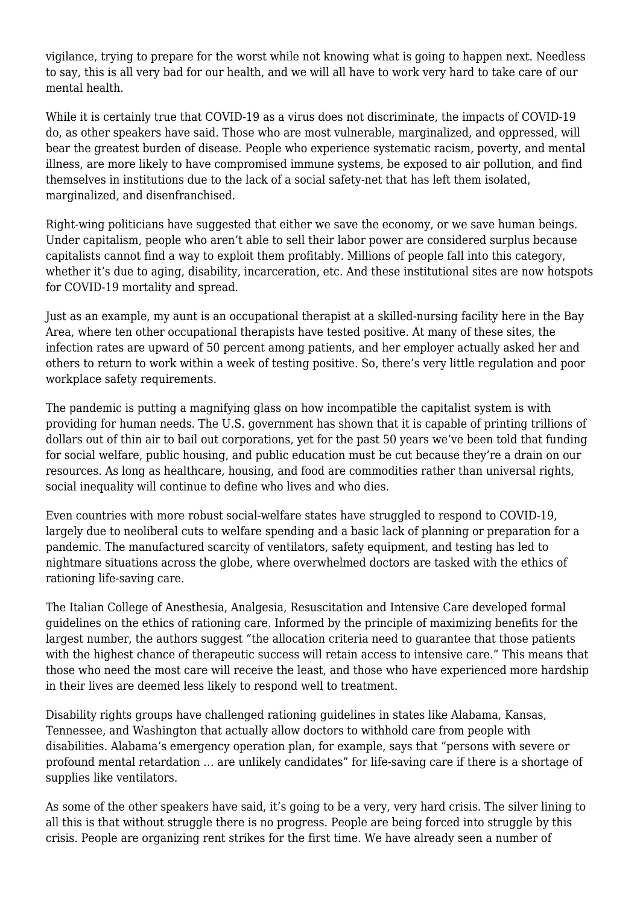vigilance, trying to prepare for the worst while not knowing what is going to happen next. Needless to say, this is all very bad for our health, and we will all have to work very hard to take care of our mental health.

While it is certainly true that COVID-19 as a virus does not discriminate, the impacts of COVID-19 do, as other speakers have said. Those who are most vulnerable, marginalized, and oppressed, will bear the greatest burden of disease. People who experience systematic racism, poverty, and mental illness, are more likely to have compromised immune systems, be exposed to air pollution, and find themselves in institutions due to the lack of a social safety-net that has left them isolated, marginalized, and disenfranchised.

Right-wing politicians have suggested that either we save the economy, or we save human beings. Under capitalism, people who aren't able to sell their labor power are considered surplus because capitalists cannot find a way to exploit them profitably. Millions of people fall into this category, whether it's due to aging, disability, incarceration, etc. And these institutional sites are now hotspots for COVID-19 mortality and spread.

Just as an example, my aunt is an occupational therapist at a skilled-nursing facility here in the Bay Area, where ten other occupational therapists have tested positive. At many of these sites, the infection rates are upward of 50 percent among patients, and her employer actually asked her and others to return to work within a week of testing positive. So, there's very little regulation and poor workplace safety requirements.

The pandemic is putting a magnifying glass on how incompatible the capitalist system is with providing for human needs. The U.S. government has shown that it is capable of printing trillions of dollars out of thin air to bail out corporations, yet for the past 50 years we've been told that funding for social welfare, public housing, and public education must be cut because they're a drain on our resources. As long as healthcare, housing, and food are commodities rather than universal rights, social inequality will continue to define who lives and who dies.

Even countries with more robust social-welfare states have struggled to respond to COVID-19, largely due to neoliberal cuts to welfare spending and a basic lack of planning or preparation for a pandemic. The manufactured scarcity of ventilators, safety equipment, and testing has led to nightmare situations across the globe, where overwhelmed doctors are tasked with the ethics of rationing life-saving care.

The Italian College of Anesthesia, Analgesia, Resuscitation and Intensive Care developed formal guidelines on the ethics of rationing care. Informed by the principle of maximizing benefits for the largest number, the authors suggest "the allocation criteria need to guarantee that those patients with the highest chance of therapeutic success will retain access to intensive care." This means that those who need the most care will receive the least, and those who have experienced more hardship in their lives are deemed less likely to respond well to treatment.

Disability rights groups have challenged rationing guidelines in states like Alabama, Kansas, Tennessee, and Washington that actually allow doctors to withhold care from people with disabilities. Alabama's emergency operation plan, for example, says that "persons with severe or profound mental retardation … are unlikely candidates" for life-saving care if there is a shortage of supplies like ventilators.

As some of the other speakers have said, it's going to be a very, very hard crisis. The silver lining to all this is that without struggle there is no progress. People are being forced into struggle by this crisis. People are organizing rent strikes for the first time. We have already seen a number of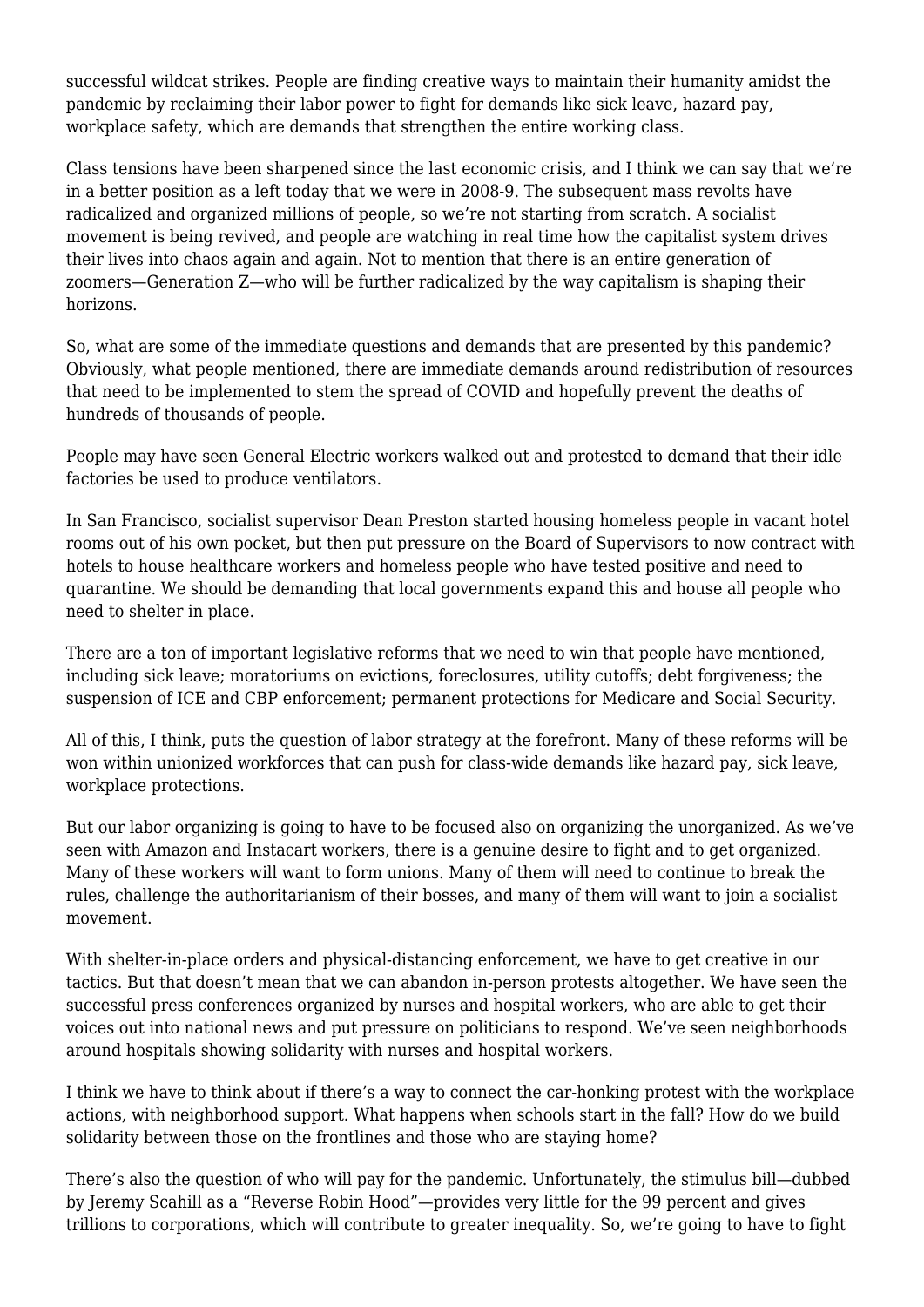successful wildcat strikes. People are finding creative ways to maintain their humanity amidst the pandemic by reclaiming their labor power to fight for demands like sick leave, hazard pay, workplace safety, which are demands that strengthen the entire working class.

Class tensions have been sharpened since the last economic crisis, and I think we can say that we're in a better position as a left today that we were in 2008-9. The subsequent mass revolts have radicalized and organized millions of people, so we're not starting from scratch. A socialist movement is being revived, and people are watching in real time how the capitalist system drives their lives into chaos again and again. Not to mention that there is an entire generation of zoomers—Generation Z—who will be further radicalized by the way capitalism is shaping their horizons.

So, what are some of the immediate questions and demands that are presented by this pandemic? Obviously, what people mentioned, there are immediate demands around redistribution of resources that need to be implemented to stem the spread of COVID and hopefully prevent the deaths of hundreds of thousands of people.

People may have seen General Electric workers walked out and protested to demand that their idle factories be used to produce ventilators.

In San Francisco, socialist supervisor Dean Preston started housing homeless people in vacant hotel rooms out of his own pocket, but then put pressure on the Board of Supervisors to now contract with hotels to house healthcare workers and homeless people who have tested positive and need to quarantine. We should be demanding that local governments expand this and house all people who need to shelter in place.

There are a ton of important legislative reforms that we need to win that people have mentioned, including sick leave; moratoriums on evictions, foreclosures, utility cutoffs; debt forgiveness; the suspension of ICE and CBP enforcement; permanent protections for Medicare and Social Security.

All of this, I think, puts the question of labor strategy at the forefront. Many of these reforms will be won within unionized workforces that can push for class-wide demands like hazard pay, sick leave, workplace protections.

But our labor organizing is going to have to be focused also on organizing the unorganized. As we've seen with Amazon and Instacart workers, there is a genuine desire to fight and to get organized. Many of these workers will want to form unions. Many of them will need to continue to break the rules, challenge the authoritarianism of their bosses, and many of them will want to join a socialist movement.

With shelter-in-place orders and physical-distancing enforcement, we have to get creative in our tactics. But that doesn't mean that we can abandon in-person protests altogether. We have seen the successful press conferences organized by nurses and hospital workers, who are able to get their voices out into national news and put pressure on politicians to respond. We've seen neighborhoods around hospitals showing solidarity with nurses and hospital workers.

I think we have to think about if there's a way to connect the car-honking protest with the workplace actions, with neighborhood support. What happens when schools start in the fall? How do we build solidarity between those on the frontlines and those who are staying home?

There's also the question of who will pay for the pandemic. Unfortunately, the stimulus bill—dubbed by Jeremy Scahill as a "Reverse Robin Hood"—provides very little for the 99 percent and gives trillions to corporations, which will contribute to greater inequality. So, we're going to have to fight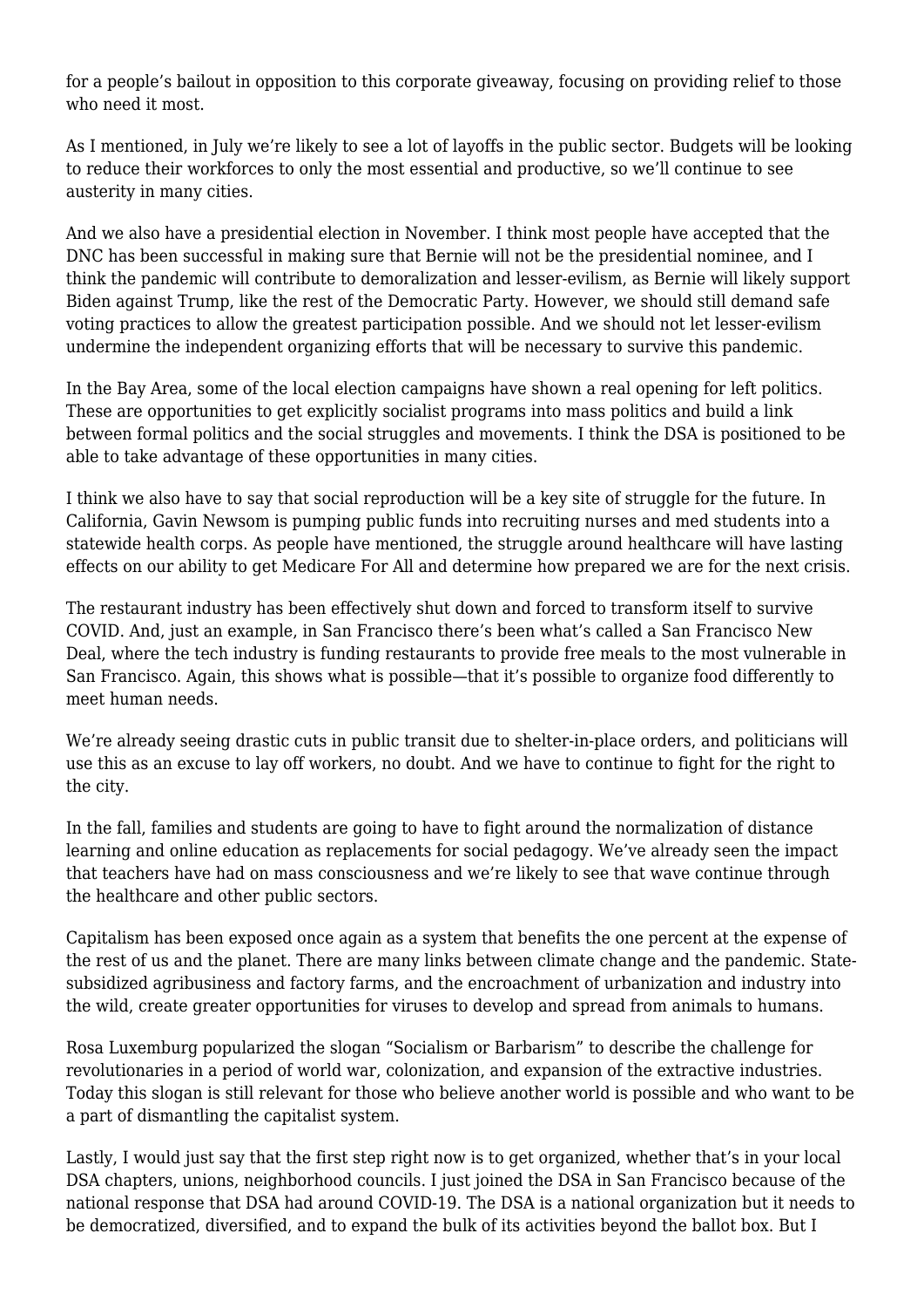for a people's bailout in opposition to this corporate giveaway, focusing on providing relief to those who need it most.

As I mentioned, in July we're likely to see a lot of layoffs in the public sector. Budgets will be looking to reduce their workforces to only the most essential and productive, so we'll continue to see austerity in many cities.

And we also have a presidential election in November. I think most people have accepted that the DNC has been successful in making sure that Bernie will not be the presidential nominee, and I think the pandemic will contribute to demoralization and lesser-evilism, as Bernie will likely support Biden against Trump, like the rest of the Democratic Party. However, we should still demand safe voting practices to allow the greatest participation possible. And we should not let lesser-evilism undermine the independent organizing efforts that will be necessary to survive this pandemic.

In the Bay Area, some of the local election campaigns have shown a real opening for left politics. These are opportunities to get explicitly socialist programs into mass politics and build a link between formal politics and the social struggles and movements. I think the DSA is positioned to be able to take advantage of these opportunities in many cities.

I think we also have to say that social reproduction will be a key site of struggle for the future. In California, Gavin Newsom is pumping public funds into recruiting nurses and med students into a statewide health corps. As people have mentioned, the struggle around healthcare will have lasting effects on our ability to get Medicare For All and determine how prepared we are for the next crisis.

The restaurant industry has been effectively shut down and forced to transform itself to survive COVID. And, just an example, in San Francisco there's been what's called a San Francisco New Deal, where the tech industry is funding restaurants to provide free meals to the most vulnerable in San Francisco. Again, this shows what is possible—that it's possible to organize food differently to meet human needs.

We're already seeing drastic cuts in public transit due to shelter-in-place orders, and politicians will use this as an excuse to lay off workers, no doubt. And we have to continue to fight for the right to the city.

In the fall, families and students are going to have to fight around the normalization of distance learning and online education as replacements for social pedagogy. We've already seen the impact that teachers have had on mass consciousness and we're likely to see that wave continue through the healthcare and other public sectors.

Capitalism has been exposed once again as a system that benefits the one percent at the expense of the rest of us and the planet. There are many links between climate change and the pandemic. State-subsidized agribusiness and factory farms, and the encroachment of urbanization and industry into the wild, create greater opportunities for viruses to develop and spread from animals to humans.

Rosa Luxemburg popularized the slogan "Socialism or Barbarism" to describe the challenge for revolutionaries in a period of world war, colonization, and expansion of the extractive industries. Today this slogan is still relevant for those who believe another world is possible and who want to be a part of dismantling the capitalist system.

Lastly, I would just say that the first step right now is to get organized, whether that's in your local DSA chapters, unions, neighborhood councils. I just joined the DSA in San Francisco because of the national response that DSA had around COVID-19. The DSA is a national organization but it needs to be democratized, diversified, and to expand the bulk of its activities beyond the ballot box. But I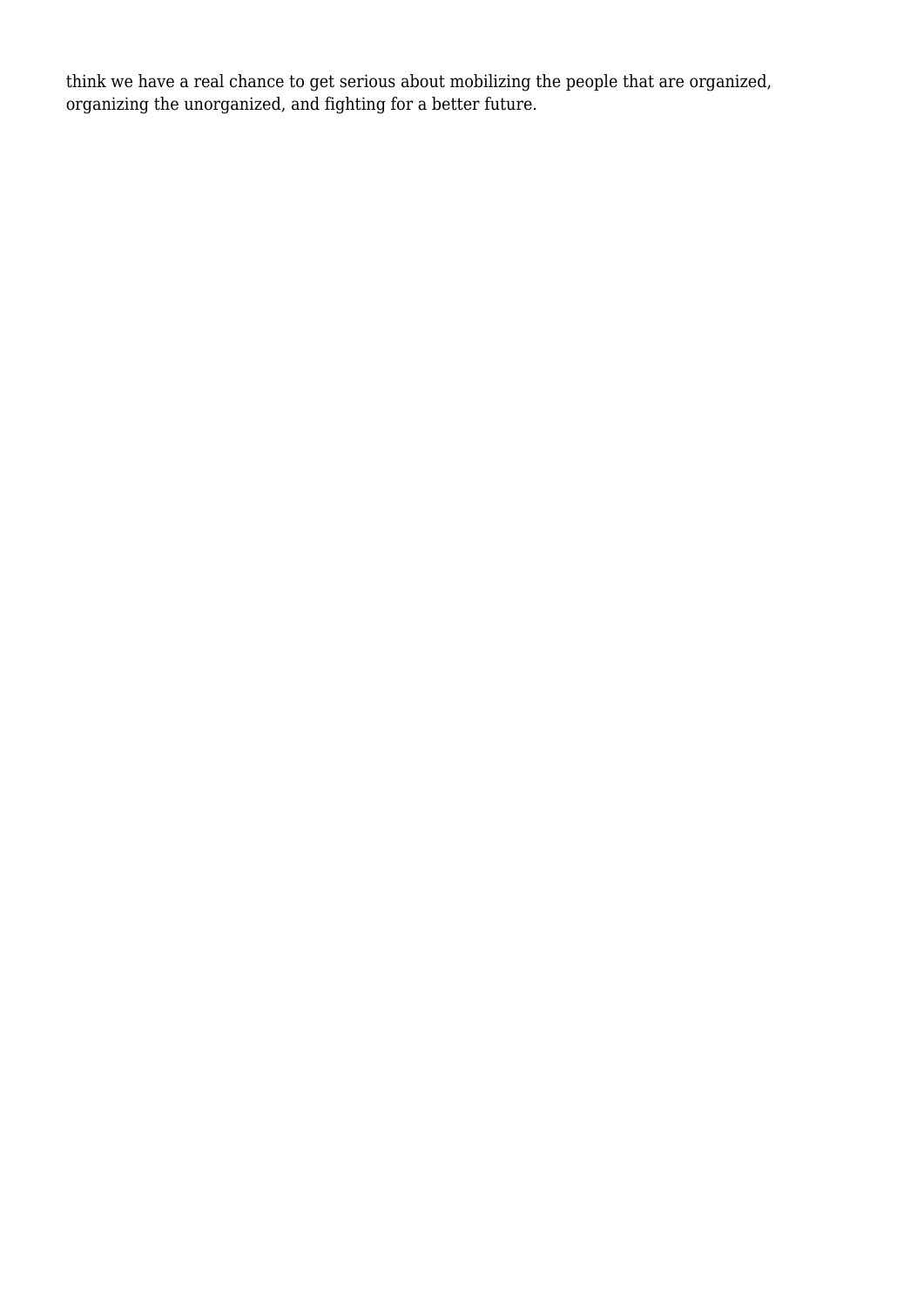think we have a real chance to get serious about mobilizing the people that are organized, organizing the unorganized, and fighting for a better future.